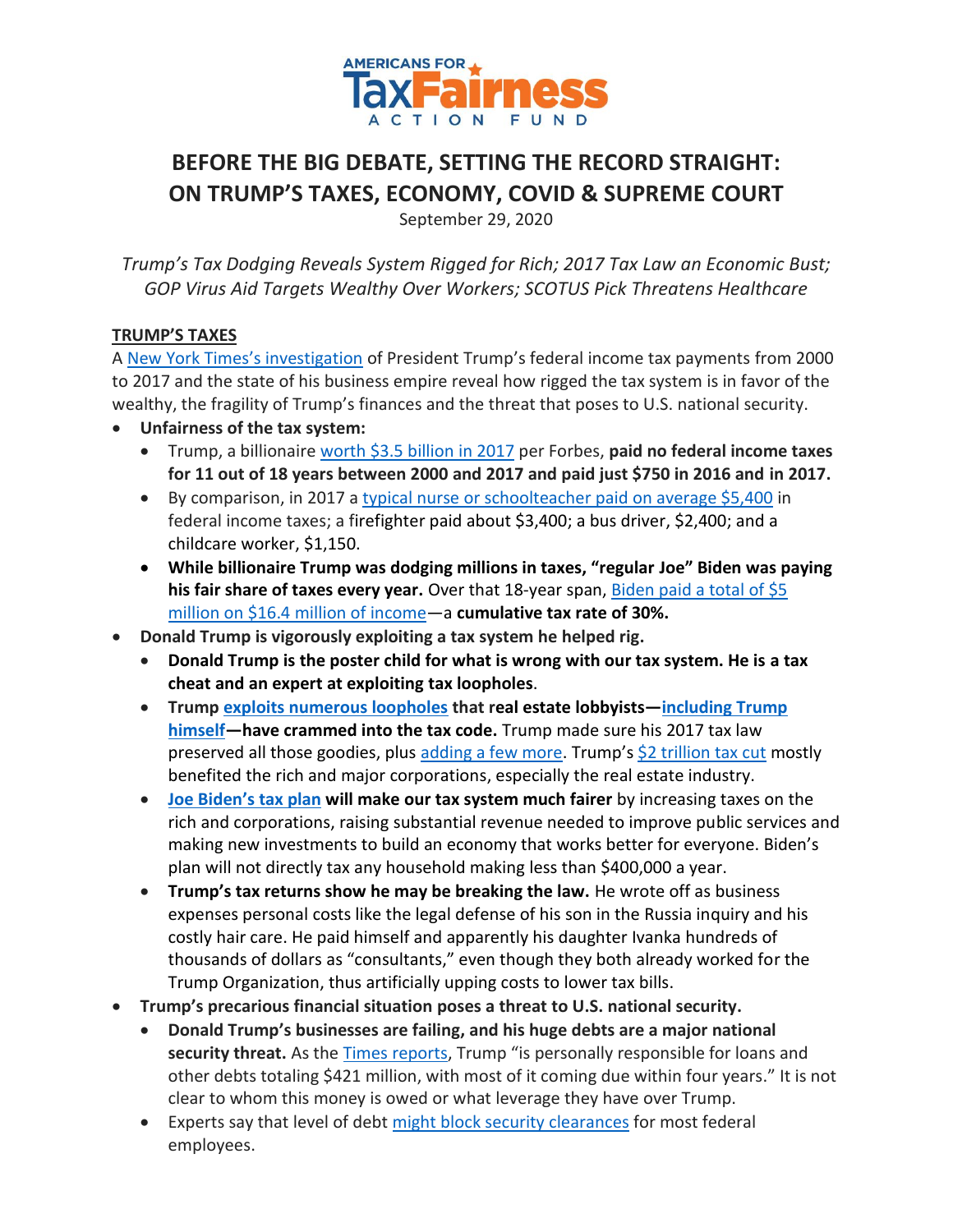AMERICANS FOR TaxFairness ACTION FUND

# BEFORE THE BIG DEBATE, SETTING THE RECORD STRAIGHT: ON TRUMP'S TAXES, ECONOMY, COVID & SUPREME COURT

September 29, 2020

*Trump's Tax Dodging Reveals System Rigged for Rich; 2017 Tax Law an Economic Bust; GOP Virus Aid Targets Wealthy Over Workers; SCOTUS Pick Threatens Healthcare*

## TRUMP'S TAXES

A New York Times's investigation of President Trump's federal income tax payments from 2000 to 2017 and the state of his business empire reveal how rigged the tax system is in favor of the wealthy, the fragility of Trump's finances and the threat that poses to U.S. national security.

- **Unfairness of the tax system:**
  - Trump, a billionaire worth $3.5 billion in 2017 per Forbes, **paid no federal income taxes for 11 out of 18 years between 2000 and 2017 and paid just $750 in 2016 and in 2017.**
  - By comparison, in 2017 a typical nurse or schoolteacher paid on average $5,400 in federal income taxes; a firefighter paid about $3,400; a bus driver, $2,400; and a childcare worker, $1,150.
  - **While billionaire Trump was dodging millions in taxes, "regular Joe" Biden was paying his fair share of taxes every year.** Over that 18-year span, Biden paid a total of $5 million on $16.4 million of income—a **cumulative tax rate of 30%.**
- **Donald Trump is vigorously exploiting a tax system he helped rig.**
  - **Donald Trump is the poster child for what is wrong with our tax system. He is a tax cheat and an expert at exploiting tax loopholes**.
  - **Trump exploits numerous loopholes that real estate lobbyists—including Trump himself—have crammed into the tax code.** Trump made sure his 2017 tax law preserved all those goodies, plus adding a few more. Trump's $2 trillion tax cut mostly benefited the rich and major corporations, especially the real estate industry.
  - **Joe Biden's tax plan will make our tax system much fairer** by increasing taxes on the rich and corporations, raising substantial revenue needed to improve public services and making new investments to build an economy that works better for everyone. Biden's plan will not directly tax any household making less than $400,000 a year.
  - **Trump's tax returns show he may be breaking the law.** He wrote off as business expenses personal costs like the legal defense of his son in the Russia inquiry and his costly hair care. He paid himself and apparently his daughter Ivanka hundreds of thousands of dollars as "consultants," even though they both already worked for the Trump Organization, thus artificially upping costs to lower tax bills.
- **Trump's precarious financial situation poses a threat to U.S. national security.**
  - **Donald Trump's businesses are failing, and his huge debts are a major national security threat.** As the Times reports, Trump "is personally responsible for loans and other debts totaling $421 million, with most of it coming due within four years." It is not clear to whom this money is owed or what leverage they have over Trump.
  - Experts say that level of debt might block security clearances for most federal employees.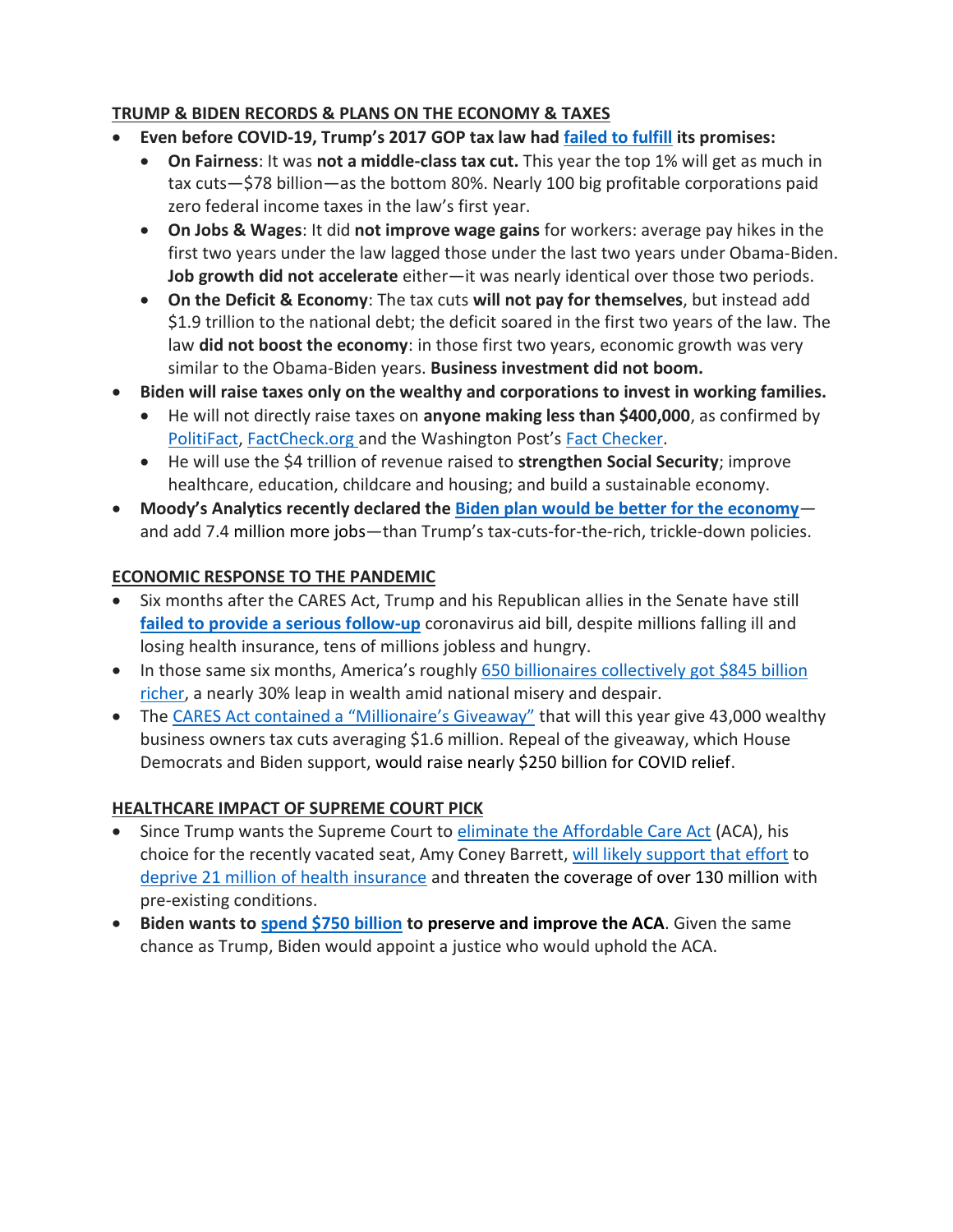**TRUMP & BIDEN RECORDS & PLANS ON THE ECONOMY & TAXES**

- **Even before COVID-19, Trump's 2017 GOP tax law had failed to fulfill its promises:**
  - **On Fairness**: It was **not a middle-class tax cut.** This year the top 1% will get as much in tax cuts—$78 billion—as the bottom 80%. Nearly 100 big profitable corporations paid zero federal income taxes in the law's first year.
  - **On Jobs & Wages**: It did **not improve wage gains** for workers: average pay hikes in the first two years under the law lagged those under the last two years under Obama-Biden. **Job growth did not accelerate** either—it was nearly identical over those two periods.
  - **On the Deficit & Economy**: The tax cuts **will not pay for themselves**, but instead add $1.9 trillion to the national debt; the deficit soared in the first two years of the law. The law **did not boost the economy**: in those first two years, economic growth was very similar to the Obama-Biden years. **Business investment did not boom.**
- **Biden will raise taxes only on the wealthy and corporations to invest in working families.**
  - He will not directly raise taxes on **anyone making less than $400,000**, as confirmed by PolitiFact, FactCheck.org and the Washington Post's Fact Checker.
  - He will use the $4 trillion of revenue raised to **strengthen Social Security**; improve healthcare, education, childcare and housing; and build a sustainable economy.
- **Moody's Analytics recently declared the Biden plan would be better for the economy**—and add 7.4 million more jobs—than Trump's tax-cuts-for-the-rich, trickle-down policies.

**ECONOMIC RESPONSE TO THE PANDEMIC**

- Six months after the CARES Act, Trump and his Republican allies in the Senate have still **failed to provide a serious follow-up** coronavirus aid bill, despite millions falling ill and losing health insurance, tens of millions jobless and hungry.
- In those same six months, America's roughly 650 billionaires collectively got $845 billion richer, a nearly 30% leap in wealth amid national misery and despair.
- The CARES Act contained a "Millionaire's Giveaway" that will this year give 43,000 wealthy business owners tax cuts averaging $1.6 million. Repeal of the giveaway, which House Democrats and Biden support, would raise nearly $250 billion for COVID relief.

**HEALTHCARE IMPACT OF SUPREME COURT PICK**

- Since Trump wants the Supreme Court to eliminate the Affordable Care Act (ACA), his choice for the recently vacated seat, Amy Coney Barrett, will likely support that effort to deprive 21 million of health insurance and threaten the coverage of over 130 million with pre-existing conditions.
- **Biden wants to spend $750 billion to preserve and improve the ACA**. Given the same chance as Trump, Biden would appoint a justice who would uphold the ACA.